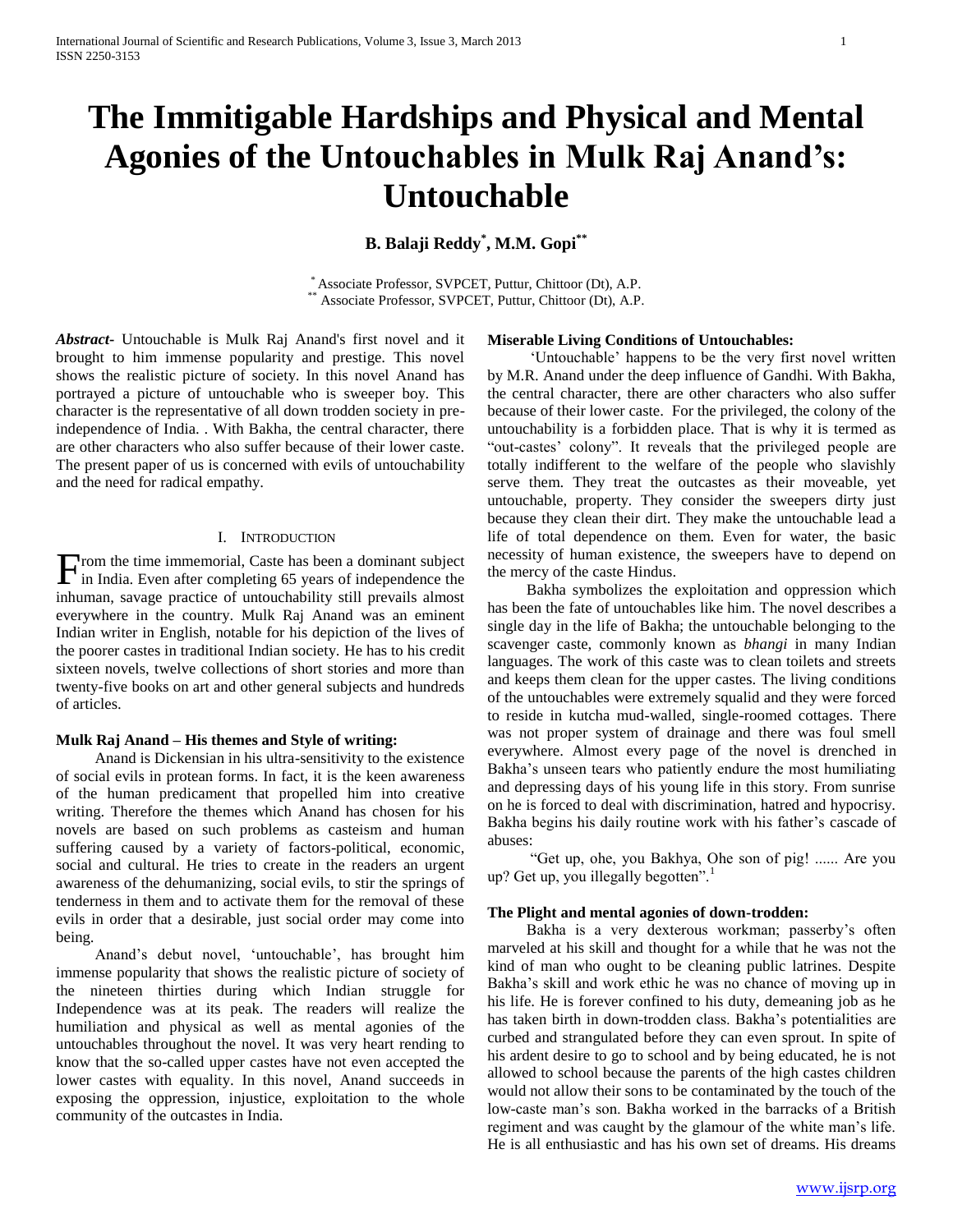# The Immitigable Hardships and Physical and Mental Agonies of the Untouchables in Mulk Raj Anand's: Untouchable

**B. Balaji Reddy[*], M.M. Gopi[**]**

[*] Associate Professor, SVPCET, Puttur, Chittoor (Dt), A.P.
[**] Associate Professor, SVPCET, Puttur, Chittoor (Dt), A.P.

***Abstract*-** Untouchable is Mulk Raj Anand's first novel and it brought to him immense popularity and prestige. This novel shows the realistic picture of society. In this novel Anand has portrayed a picture of untouchable who is sweeper boy. This character is the representative of all down trodden society in pre-independence of India. . With Bakha, the central character, there are other characters who also suffer because of their lower caste. The present paper of us is concerned with evils of untouchability and the need for radical empathy.

## I. Introduction

From the time immemorial, Caste has been a dominant subject in India. Even after completing 65 years of independence the inhuman, savage practice of untouchability still prevails almost everywhere in the country. Mulk Raj Anand was an eminent Indian writer in English, notable for his depiction of the lives of the poorer castes in traditional Indian society. He has to his credit sixteen novels, twelve collections of short stories and more than twenty-five books on art and other general subjects and hundreds of articles.

### Mulk Raj Anand – His themes and Style of writing:

Anand is Dickensian in his ultra-sensitivity to the existence of social evils in protean forms. In fact, it is the keen awareness of the human predicament that propelled him into creative writing. Therefore the themes which Anand has chosen for his novels are based on such problems as casteism and human suffering caused by a variety of factors-political, economic, social and cultural. He tries to create in the readers an urgent awareness of the dehumanizing, social evils, to stir the springs of tenderness in them and to activate them for the removal of these evils in order that a desirable, just social order may come into being.

Anand's debut novel, 'untouchable', has brought him immense popularity that shows the realistic picture of society of the nineteen thirties during which Indian struggle for Independence was at its peak. The readers will realize the humiliation and physical as well as mental agonies of the untouchables throughout the novel. It was very heart rending to know that the so-called upper castes have not even accepted the lower castes with equality. In this novel, Anand succeeds in exposing the oppression, injustice, exploitation to the whole community of the outcastes in India.

### Miserable Living Conditions of Untouchables:

'Untouchable' happens to be the very first novel written by M.R. Anand under the deep influence of Gandhi. With Bakha, the central character, there are other characters who also suffer because of their lower caste. For the privileged, the colony of the untouchability is a forbidden place. That is why it is termed as "out-castes' colony". It reveals that the privileged people are totally indifferent to the welfare of the people who slavishly serve them. They treat the outcastes as their moveable, yet untouchable, property. They consider the sweepers dirty just because they clean their dirt. They make the untouchable lead a life of total dependence on them. Even for water, the basic necessity of human existence, the sweepers have to depend on the mercy of the caste Hindus.

Bakha symbolizes the exploitation and oppression which has been the fate of untouchables like him. The novel describes a single day in the life of Bakha; the untouchable belonging to the scavenger caste, commonly known as *bhangi* in many Indian languages. The work of this caste was to clean toilets and streets and keeps them clean for the upper castes. The living conditions of the untouchables were extremely squalid and they were forced to reside in kutcha mud-walled, single-roomed cottages. There was not proper system of drainage and there was foul smell everywhere. Almost every page of the novel is drenched in Bakha's unseen tears who patiently endure the most humiliating and depressing days of his young life in this story. From sunrise on he is forced to deal with discrimination, hatred and hypocrisy. Bakha begins his daily routine work with his father's cascade of abuses:

"Get up, ohe, you Bakhya, Ohe son of pig! ...... Are you up? Get up, you illegally begotten".[1]

### The Plight and mental agonies of down-trodden:

Bakha is a very dexterous workman; passerby's often marveled at his skill and thought for a while that he was not the kind of man who ought to be cleaning public latrines. Despite Bakha's skill and work ethic he was no chance of moving up in his life. He is forever confined to his duty, demeaning job as he has taken birth in down-trodden class. Bakha's potentialities are curbed and strangulated before they can even sprout. In spite of his ardent desire to go to school and by being educated, he is not allowed to school because the parents of the high castes children would not allow their sons to be contaminated by the touch of the low-caste man's son. Bakha worked in the barracks of a British regiment and was caught by the glamour of the white man's life. He is all enthusiastic and has his own set of dreams. His dreams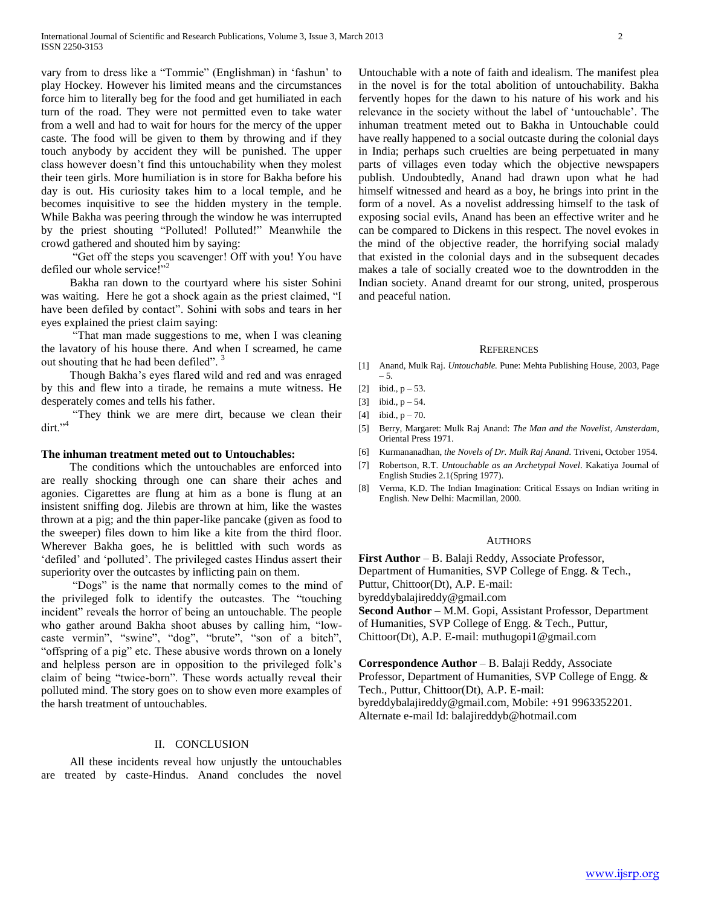vary from to dress like a "Tommie" (Englishman) in 'fashun' to play Hockey. However his limited means and the circumstances force him to literally beg for the food and get humiliated in each turn of the road. They were not permitted even to take water from a well and had to wait for hours for the mercy of the upper caste. The food will be given to them by throwing and if they touch anybody by accident they will be punished. The upper class however doesn't find this untouchability when they molest their teen girls. More humiliation is in store for Bakha before his day is out. His curiosity takes him to a local temple, and he becomes inquisitive to see the hidden mystery in the temple. While Bakha was peering through the window he was interrupted by the priest shouting "Polluted! Polluted!" Meanwhile the crowd gathered and shouted him by saying:

"Get off the steps you scavenger! Off with you! You have defiled our whole service!"[2]

Bakha ran down to the courtyard where his sister Sohini was waiting. Here he got a shock again as the priest claimed, "I have been defiled by contact". Sohini with sobs and tears in her eyes explained the priest claim saying:

"That man made suggestions to me, when I was cleaning the lavatory of his house there. And when I screamed, he came out shouting that he had been defiled". [3]

Though Bakha's eyes flared wild and red and was enraged by this and flew into a tirade, he remains a mute witness. He desperately comes and tells his father.

"They think we are mere dirt, because we clean their dirt."[4]

**The inhuman treatment meted out to Untouchables:**

The conditions which the untouchables are enforced into are really shocking through one can share their aches and agonies. Cigarettes are flung at him as a bone is flung at an insistent sniffing dog. Jilebis are thrown at him, like the wastes thrown at a pig; and the thin paper-like pancake (given as food to the sweeper) files down to him like a kite from the third floor. Wherever Bakha goes, he is belittled with such words as 'defiled' and 'polluted'. The privileged castes Hindus assert their superiority over the outcastes by inflicting pain on them.

"Dogs" is the name that normally comes to the mind of the privileged folk to identify the outcastes. The "touching incident" reveals the horror of being an untouchable. The people who gather around Bakha shoot abuses by calling him, "low-caste vermin", "swine", "dog", "brute", "son of a bitch", "offspring of a pig" etc. These abusive words thrown on a lonely and helpless person are in opposition to the privileged folk's claim of being "twice-born". These words actually reveal their polluted mind. The story goes on to show even more examples of the harsh treatment of untouchables.

## II. CONCLUSION

All these incidents reveal how unjustly the untouchables are treated by caste-Hindus. Anand concludes the novel Untouchable with a note of faith and idealism. The manifest plea in the novel is for the total abolition of untouchability. Bakha fervently hopes for the dawn to his nature of his work and his relevance in the society without the label of 'untouchable'. The inhuman treatment meted out to Bakha in Untouchable could have really happened to a social outcaste during the colonial days in India; perhaps such cruelties are being perpetuated in many parts of villages even today which the objective newspapers publish. Undoubtedly, Anand had drawn upon what he had himself witnessed and heard as a boy, he brings into print in the form of a novel. As a novelist addressing himself to the task of exposing social evils, Anand has been an effective writer and he can be compared to Dickens in this respect. The novel evokes in the mind of the objective reader, the horrifying social malady that existed in the colonial days and in the subsequent decades makes a tale of socially created woe to the downtrodden in the Indian society. Anand dreamt for our strong, united, prosperous and peaceful nation.

## REFERENCES

[1] Anand, Mulk Raj. *Untouchable.* Pune: Mehta Publishing House, 2003, Page – 5.

[2] ibid., p – 53.

[3] ibid., p – 54.

[4] ibid., p – 70.

[5] Berry, Margaret: Mulk Raj Anand: *The Man and the Novelist, Amsterdam*, Oriental Press 1971.

[6] Kurmananadhan, *the Novels of Dr. Mulk Raj Anand.* Triveni, October 1954.

[7] Robertson, R.T. *Untouchable as an Archetypal Novel*. Kakatiya Journal of English Studies 2.1(Spring 1977).

[8] Verma, K.D. The Indian Imagination: Critical Essays on Indian writing in English. New Delhi: Macmillan, 2000.

## AUTHORS

**First Author** – B. Balaji Reddy, Associate Professor, Department of Humanities, SVP College of Engg. & Tech., Puttur, Chittoor(Dt), A.P. E-mail: byreddybalajireddy@gmail.com

**Second Author** – M.M. Gopi, Assistant Professor, Department of Humanities, SVP College of Engg. & Tech., Puttur, Chittoor(Dt), A.P. E-mail: muthugopi1@gmail.com

**Correspondence Author** – B. Balaji Reddy, Associate Professor, Department of Humanities, SVP College of Engg. & Tech., Puttur, Chittoor(Dt), A.P. E-mail: byreddybalajireddy@gmail.com, Mobile: +91 9963352201. Alternate e-mail Id: balajireddyb@hotmail.com